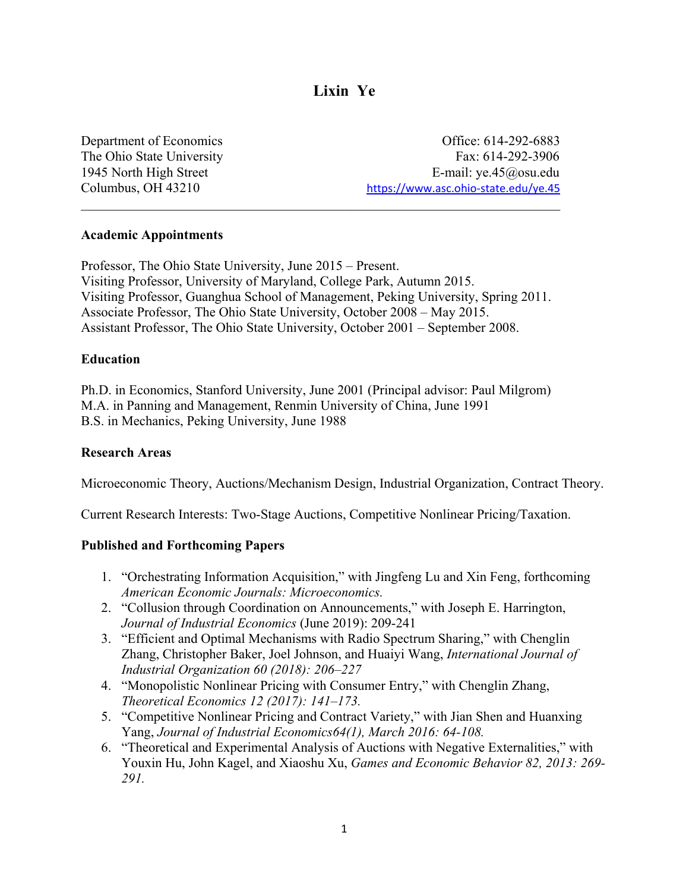# Lixin Ye

Department of Economics
The Ohio State University
1945 North High Street
Columbus, OH 43210

Office: 614-292-6883
Fax: 614-292-3906
E-mail: ye.45@osu.edu
https://www.asc.ohio-state.edu/ye.45

---

## Academic Appointments

Professor, The Ohio State University, June 2015 – Present.
Visiting Professor, University of Maryland, College Park, Autumn 2015.
Visiting Professor, Guanghua School of Management, Peking University, Spring 2011.
Associate Professor, The Ohio State University, October 2008 – May 2015.
Assistant Professor, The Ohio State University, October 2001 – September 2008.

## Education

Ph.D. in Economics, Stanford University, June 2001 (Principal advisor: Paul Milgrom)
M.A. in Panning and Management, Renmin University of China, June 1991
B.S. in Mechanics, Peking University, June 1988

## Research Areas

Microeconomic Theory, Auctions/Mechanism Design, Industrial Organization, Contract Theory.

Current Research Interests: Two-Stage Auctions, Competitive Nonlinear Pricing/Taxation.

## Published and Forthcoming Papers

1. "Orchestrating Information Acquisition," with Jingfeng Lu and Xin Feng, forthcoming *American Economic Journals: Microeconomics.*
2. "Collusion through Coordination on Announcements," with Joseph E. Harrington, *Journal of Industrial Economics* (June 2019): 209-241
3. "Efficient and Optimal Mechanisms with Radio Spectrum Sharing," with Chenglin Zhang, Christopher Baker, Joel Johnson, and Huaiyi Wang, *International Journal of Industrial Organization 60 (2018): 206–227*
4. "Monopolistic Nonlinear Pricing with Consumer Entry," with Chenglin Zhang, *Theoretical Economics 12 (2017): 141–173.*
5. "Competitive Nonlinear Pricing and Contract Variety," with Jian Shen and Huanxing Yang, *Journal of Industrial Economics64(1), March 2016: 64-108.*
6. "Theoretical and Experimental Analysis of Auctions with Negative Externalities," with Youxin Hu, John Kagel, and Xiaoshu Xu, *Games and Economic Behavior 82, 2013: 269-291.*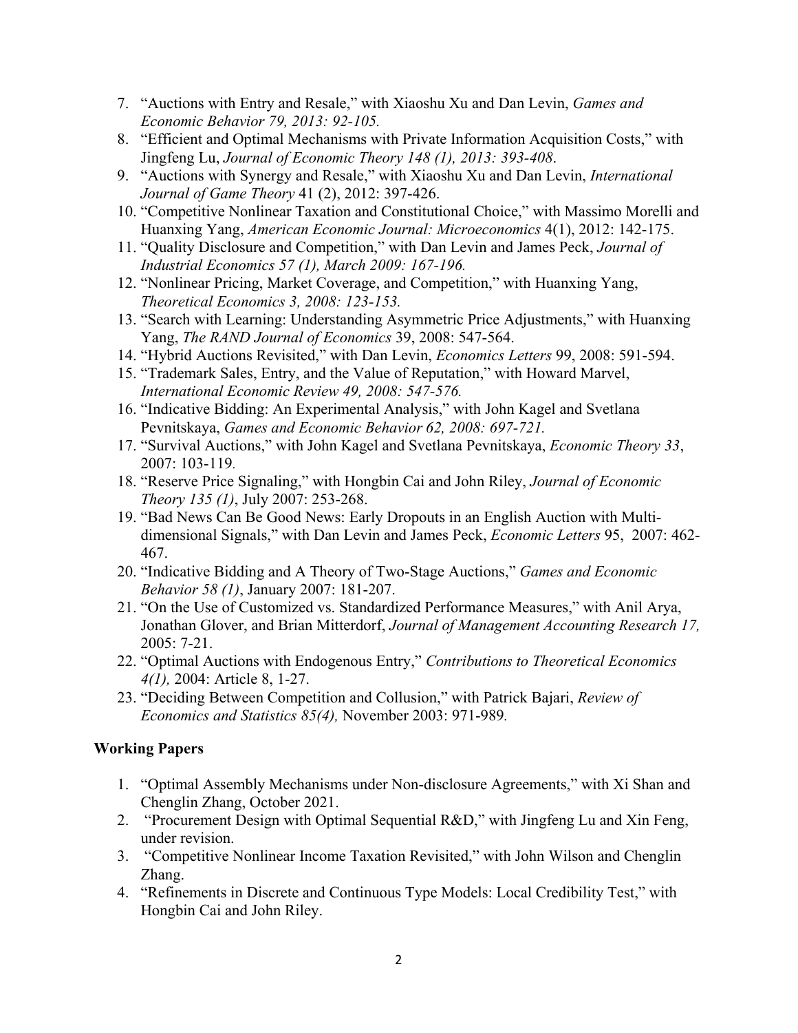7. "Auctions with Entry and Resale," with Xiaoshu Xu and Dan Levin, *Games and Economic Behavior 79, 2013: 92-105.*
8. "Efficient and Optimal Mechanisms with Private Information Acquisition Costs," with Jingfeng Lu, *Journal of Economic Theory 148 (1), 2013: 393-408*.
9. "Auctions with Synergy and Resale," with Xiaoshu Xu and Dan Levin, *International Journal of Game Theory* 41 (2), 2012: 397-426.
10. "Competitive Nonlinear Taxation and Constitutional Choice," with Massimo Morelli and Huanxing Yang, *American Economic Journal: Microeconomics* 4(1), 2012: 142-175.
11. "Quality Disclosure and Competition," with Dan Levin and James Peck, *Journal of Industrial Economics 57 (1), March 2009: 167-196.*
12. "Nonlinear Pricing, Market Coverage, and Competition," with Huanxing Yang, *Theoretical Economics 3, 2008: 123-153.*
13. "Search with Learning: Understanding Asymmetric Price Adjustments," with Huanxing Yang, *The RAND Journal of Economics* 39, 2008: 547-564.
14. "Hybrid Auctions Revisited," with Dan Levin, *Economics Letters* 99, 2008: 591-594.
15. "Trademark Sales, Entry, and the Value of Reputation," with Howard Marvel, *International Economic Review 49, 2008: 547-576.*
16. "Indicative Bidding: An Experimental Analysis," with John Kagel and Svetlana Pevnitskaya, *Games and Economic Behavior 62, 2008: 697-721.*
17. "Survival Auctions," with John Kagel and Svetlana Pevnitskaya, *Economic Theory 33*, 2007: 103-119.
18. "Reserve Price Signaling," with Hongbin Cai and John Riley, *Journal of Economic Theory 135 (1)*, July 2007: 253-268.
19. "Bad News Can Be Good News: Early Dropouts in an English Auction with Multi-dimensional Signals," with Dan Levin and James Peck, *Economic Letters* 95, 2007: 462-467.
20. "Indicative Bidding and A Theory of Two-Stage Auctions," *Games and Economic Behavior 58 (1)*, January 2007: 181-207.
21. "On the Use of Customized vs. Standardized Performance Measures," with Anil Arya, Jonathan Glover, and Brian Mitterdorf, *Journal of Management Accounting Research 17,* 2005: 7-21.
22. "Optimal Auctions with Endogenous Entry," *Contributions to Theoretical Economics 4(1),* 2004: Article 8, 1-27.
23. "Deciding Between Competition and Collusion," with Patrick Bajari, *Review of Economics and Statistics 85(4),* November 2003: 971-989.

**Working Papers**

1. "Optimal Assembly Mechanisms under Non-disclosure Agreements," with Xi Shan and Chenglin Zhang, October 2021.
2. "Procurement Design with Optimal Sequential R&D," with Jingfeng Lu and Xin Feng, under revision.
3. "Competitive Nonlinear Income Taxation Revisited," with John Wilson and Chenglin Zhang.
4. "Refinements in Discrete and Continuous Type Models: Local Credibility Test," with Hongbin Cai and John Riley.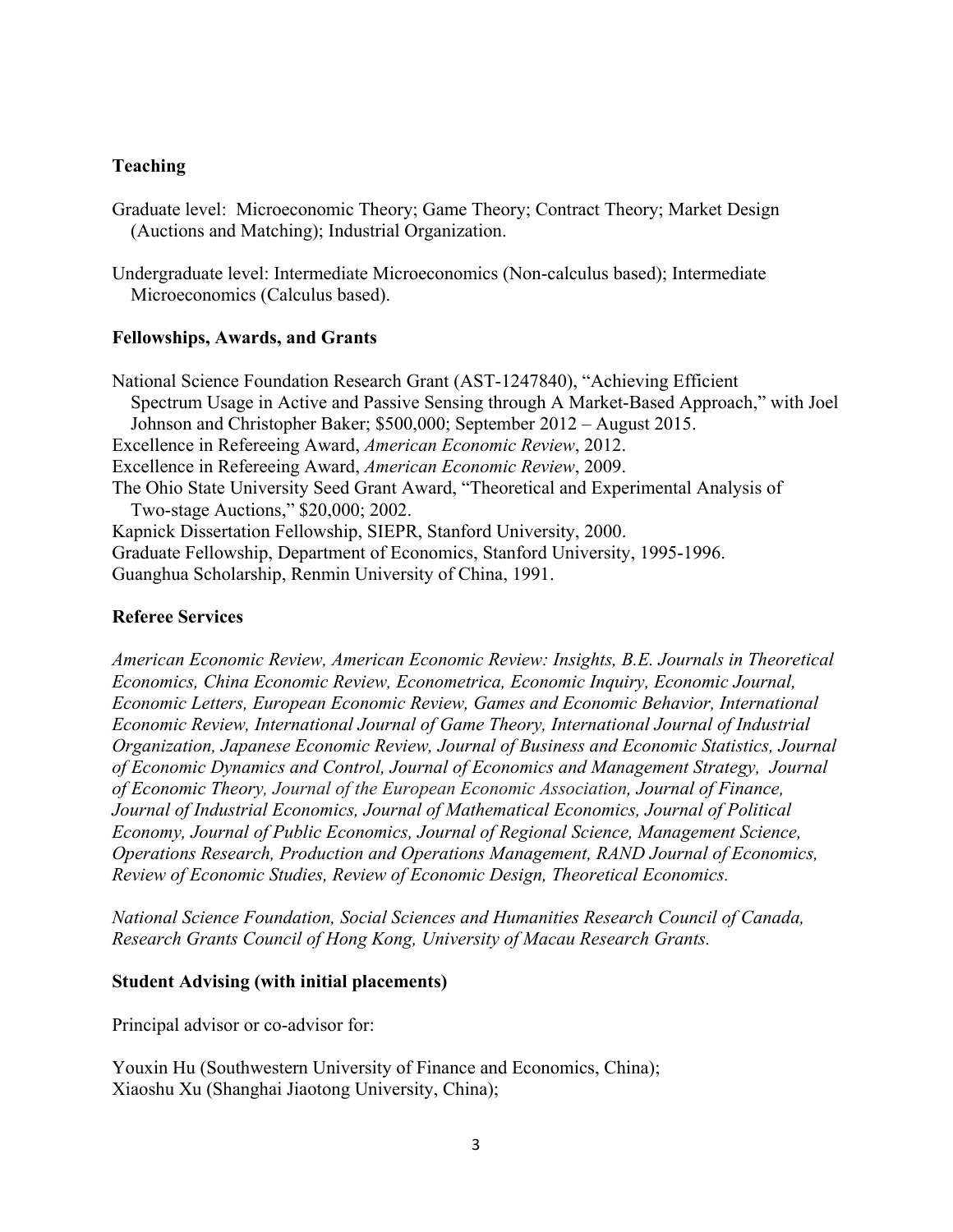### Teaching

Graduate level: Microeconomic Theory; Game Theory; Contract Theory; Market Design (Auctions and Matching); Industrial Organization.

Undergraduate level: Intermediate Microeconomics (Non-calculus based); Intermediate Microeconomics (Calculus based).

### Fellowships, Awards, and Grants

National Science Foundation Research Grant (AST-1247840), "Achieving Efficient Spectrum Usage in Active and Passive Sensing through A Market-Based Approach," with Joel Johnson and Christopher Baker; $500,000; September 2012 – August 2015.
Excellence in Refereeing Award, *American Economic Review*, 2012.
Excellence in Refereeing Award, *American Economic Review*, 2009.
The Ohio State University Seed Grant Award, "Theoretical and Experimental Analysis of Two-stage Auctions," $20,000; 2002.
Kapnick Dissertation Fellowship, SIEPR, Stanford University, 2000.
Graduate Fellowship, Department of Economics, Stanford University, 1995-1996.
Guanghua Scholarship, Renmin University of China, 1991.

### Referee Services

*American Economic Review, American Economic Review: Insights, B.E. Journals in Theoretical Economics, China Economic Review, Econometrica, Economic Inquiry, Economic Journal, Economic Letters, European Economic Review, Games and Economic Behavior, International Economic Review, International Journal of Game Theory, International Journal of Industrial Organization, Japanese Economic Review, Journal of Business and Economic Statistics, Journal of Economic Dynamics and Control, Journal of Economics and Management Strategy, Journal of Economic Theory, Journal of the European Economic Association, Journal of Finance, Journal of Industrial Economics, Journal of Mathematical Economics, Journal of Political Economy, Journal of Public Economics, Journal of Regional Science, Management Science, Operations Research, Production and Operations Management, RAND Journal of Economics, Review of Economic Studies, Review of Economic Design, Theoretical Economics.*

*National Science Foundation, Social Sciences and Humanities Research Council of Canada, Research Grants Council of Hong Kong, University of Macau Research Grants.*

### Student Advising (with initial placements)

Principal advisor or co-advisor for:

Youxin Hu (Southwestern University of Finance and Economics, China);
Xiaoshu Xu (Shanghai Jiaotong University, China);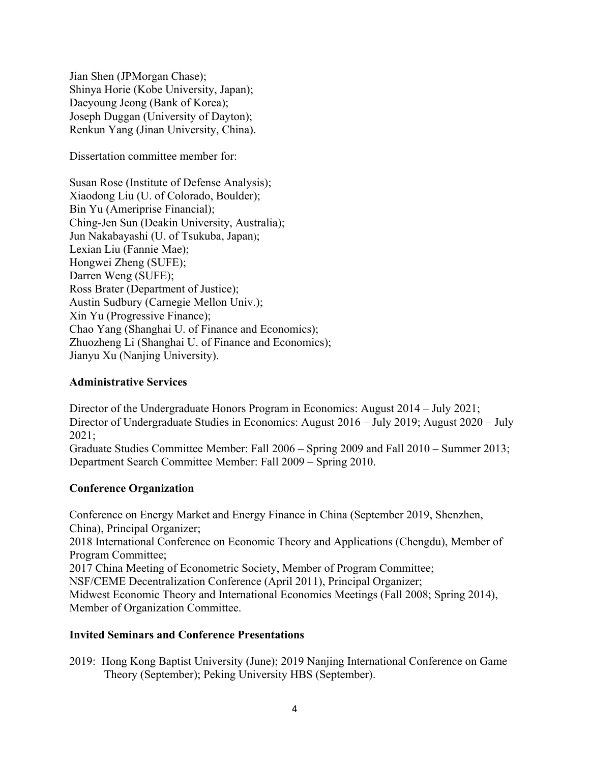Jian Shen (JPMorgan Chase);
Shinya Horie (Kobe University, Japan);
Daeyoung Jeong (Bank of Korea);
Joseph Duggan (University of Dayton);
Renkun Yang (Jinan University, China).

Dissertation committee member for:

Susan Rose (Institute of Defense Analysis);
Xiaodong Liu (U. of Colorado, Boulder);
Bin Yu (Ameriprise Financial);
Ching-Jen Sun (Deakin University, Australia);
Jun Nakabayashi (U. of Tsukuba, Japan);
Lexian Liu (Fannie Mae);
Hongwei Zheng (SUFE);
Darren Weng (SUFE);
Ross Brater (Department of Justice);
Austin Sudbury (Carnegie Mellon Univ.);
Xin Yu (Progressive Finance);
Chao Yang (Shanghai U. of Finance and Economics);
Zhuozheng Li (Shanghai U. of Finance and Economics);
Jianyu Xu (Nanjing University).

## Administrative Services

Director of the Undergraduate Honors Program in Economics: August 2014 – July 2021;
Director of Undergraduate Studies in Economics: August 2016 – July 2019; August 2020 – July 2021;
Graduate Studies Committee Member: Fall 2006 – Spring 2009 and Fall 2010 – Summer 2013;
Department Search Committee Member: Fall 2009 – Spring 2010.

## Conference Organization

Conference on Energy Market and Energy Finance in China (September 2019, Shenzhen, China), Principal Organizer;
2018 International Conference on Economic Theory and Applications (Chengdu), Member of Program Committee;
2017 China Meeting of Econometric Society, Member of Program Committee;
NSF/CEME Decentralization Conference (April 2011), Principal Organizer;
Midwest Economic Theory and International Economics Meetings (Fall 2008; Spring 2014), Member of Organization Committee.

## Invited Seminars and Conference Presentations

2019: Hong Kong Baptist University (June); 2019 Nanjing International Conference on Game Theory (September); Peking University HBS (September).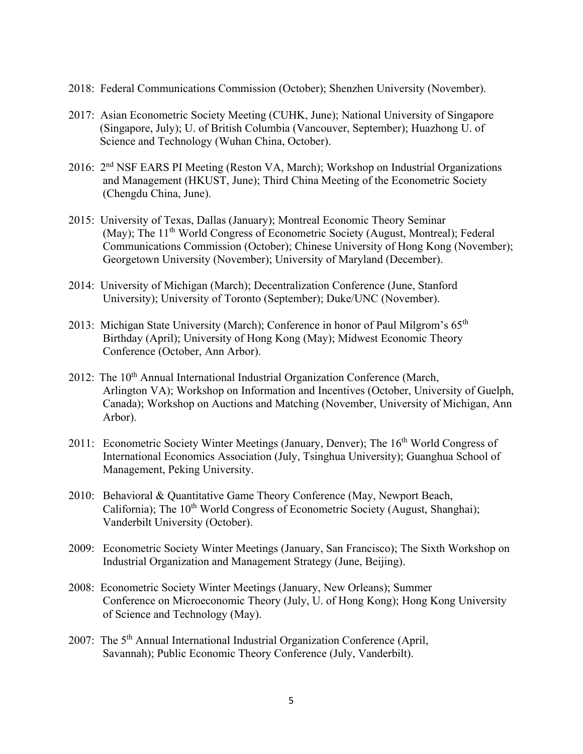2018: Federal Communications Commission (October); Shenzhen University (November).

2017: Asian Econometric Society Meeting (CUHK, June); National University of Singapore (Singapore, July); U. of British Columbia (Vancouver, September); Huazhong U. of Science and Technology (Wuhan China, October).

2016: 2nd NSF EARS PI Meeting (Reston VA, March); Workshop on Industrial Organizations and Management (HKUST, June); Third China Meeting of the Econometric Society (Chengdu China, June).

2015: University of Texas, Dallas (January); Montreal Economic Theory Seminar (May); The 11th World Congress of Econometric Society (August, Montreal); Federal Communications Commission (October); Chinese University of Hong Kong (November); Georgetown University (November); University of Maryland (December).

2014: University of Michigan (March); Decentralization Conference (June, Stanford University); University of Toronto (September); Duke/UNC (November).

2013: Michigan State University (March); Conference in honor of Paul Milgrom's 65th Birthday (April); University of Hong Kong (May); Midwest Economic Theory Conference (October, Ann Arbor).

2012: The 10th Annual International Industrial Organization Conference (March, Arlington VA); Workshop on Information and Incentives (October, University of Guelph, Canada); Workshop on Auctions and Matching (November, University of Michigan, Ann Arbor).

2011: Econometric Society Winter Meetings (January, Denver); The 16th World Congress of International Economics Association (July, Tsinghua University); Guanghua School of Management, Peking University.

2010: Behavioral & Quantitative Game Theory Conference (May, Newport Beach, California); The 10th World Congress of Econometric Society (August, Shanghai); Vanderbilt University (October).

2009: Econometric Society Winter Meetings (January, San Francisco); The Sixth Workshop on Industrial Organization and Management Strategy (June, Beijing).

2008: Econometric Society Winter Meetings (January, New Orleans); Summer Conference on Microeconomic Theory (July, U. of Hong Kong); Hong Kong University of Science and Technology (May).

2007: The 5th Annual International Industrial Organization Conference (April, Savannah); Public Economic Theory Conference (July, Vanderbilt).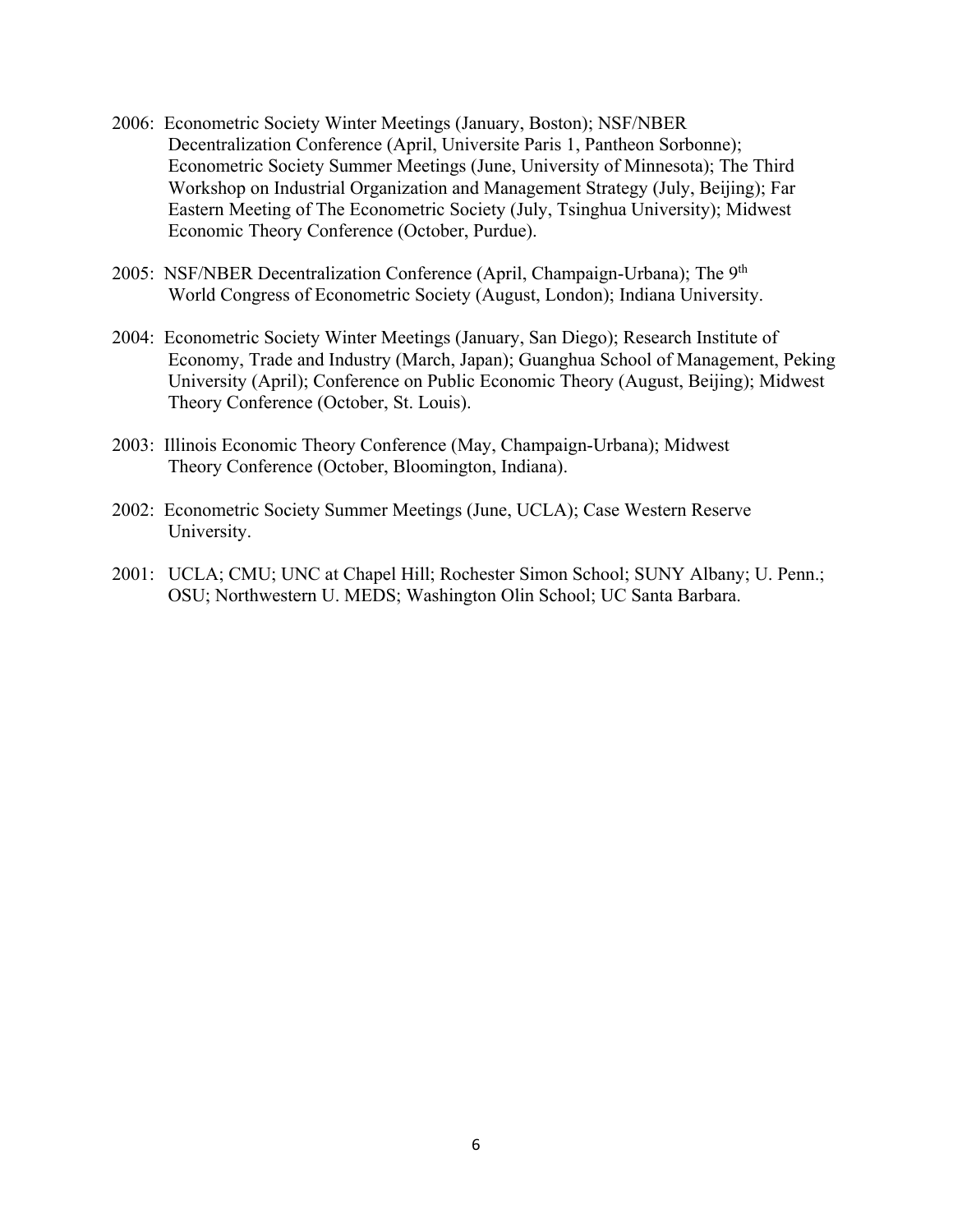2006: Econometric Society Winter Meetings (January, Boston); NSF/NBER Decentralization Conference (April, Universite Paris 1, Pantheon Sorbonne); Econometric Society Summer Meetings (June, University of Minnesota); The Third Workshop on Industrial Organization and Management Strategy (July, Beijing); Far Eastern Meeting of The Econometric Society (July, Tsinghua University); Midwest Economic Theory Conference (October, Purdue).

2005: NSF/NBER Decentralization Conference (April, Champaign-Urbana); The 9th World Congress of Econometric Society (August, London); Indiana University.

2004: Econometric Society Winter Meetings (January, San Diego); Research Institute of Economy, Trade and Industry (March, Japan); Guanghua School of Management, Peking University (April); Conference on Public Economic Theory (August, Beijing); Midwest Theory Conference (October, St. Louis).

2003: Illinois Economic Theory Conference (May, Champaign-Urbana); Midwest Theory Conference (October, Bloomington, Indiana).

2002: Econometric Society Summer Meetings (June, UCLA); Case Western Reserve University.

2001: UCLA; CMU; UNC at Chapel Hill; Rochester Simon School; SUNY Albany; U. Penn.; OSU; Northwestern U. MEDS; Washington Olin School; UC Santa Barbara.